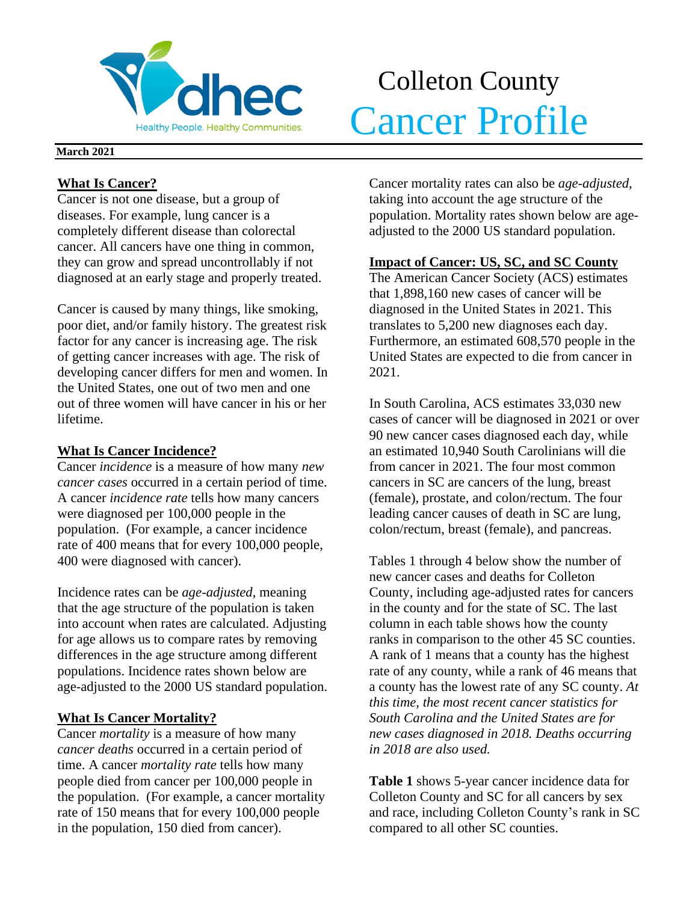# Colleton County Cancer Profile

**March 2021**

## What Is Cancer?

Cancer is not one disease, but a group of diseases. For example, lung cancer is a completely different disease than colorectal cancer. All cancers have one thing in common, they can grow and spread uncontrollably if not diagnosed at an early stage and properly treated.

Cancer is caused by many things, like smoking, poor diet, and/or family history. The greatest risk factor for any cancer is increasing age. The risk of getting cancer increases with age. The risk of developing cancer differs for men and women. In the United States, one out of two men and one out of three women will have cancer in his or her lifetime.

## What Is Cancer Incidence?

Cancer *incidence* is a measure of how many *new cancer cases* occurred in a certain period of time. A cancer *incidence rate* tells how many cancers were diagnosed per 100,000 people in the population. (For example, a cancer incidence rate of 400 means that for every 100,000 people, 400 were diagnosed with cancer).

Incidence rates can be *age-adjusted*, meaning that the age structure of the population is taken into account when rates are calculated. Adjusting for age allows us to compare rates by removing differences in the age structure among different populations. Incidence rates shown below are age-adjusted to the 2000 US standard population.

## What Is Cancer Mortality?

Cancer *mortality* is a measure of how many *cancer deaths* occurred in a certain period of time. A cancer *mortality rate* tells how many people died from cancer per 100,000 people in the population. (For example, a cancer mortality rate of 150 means that for every 100,000 people in the population, 150 died from cancer).

Cancer mortality rates can also be *age-adjusted*, taking into account the age structure of the population. Mortality rates shown below are age-adjusted to the 2000 US standard population.

## Impact of Cancer: US, SC, and SC County

The American Cancer Society (ACS) estimates that 1,898,160 new cases of cancer will be diagnosed in the United States in 2021. This translates to 5,200 new diagnoses each day. Furthermore, an estimated 608,570 people in the United States are expected to die from cancer in 2021.

In South Carolina, ACS estimates 33,030 new cases of cancer will be diagnosed in 2021 or over 90 new cancer cases diagnosed each day, while an estimated 10,940 South Carolinians will die from cancer in 2021. The four most common cancers in SC are cancers of the lung, breast (female), prostate, and colon/rectum. The four leading cancer causes of death in SC are lung, colon/rectum, breast (female), and pancreas.

Tables 1 through 4 below show the number of new cancer cases and deaths for Colleton County, including age-adjusted rates for cancers in the county and for the state of SC. The last column in each table shows how the county ranks in comparison to the other 45 SC counties. A rank of 1 means that a county has the highest rate of any county, while a rank of 46 means that a county has the lowest rate of any SC county. *At this time, the most recent cancer statistics for South Carolina and the United States are for new cases diagnosed in 2018. Deaths occurring in 2018 are also used.*

**Table 1** shows 5-year cancer incidence data for Colleton County and SC for all cancers by sex and race, including Colleton County's rank in SC compared to all other SC counties.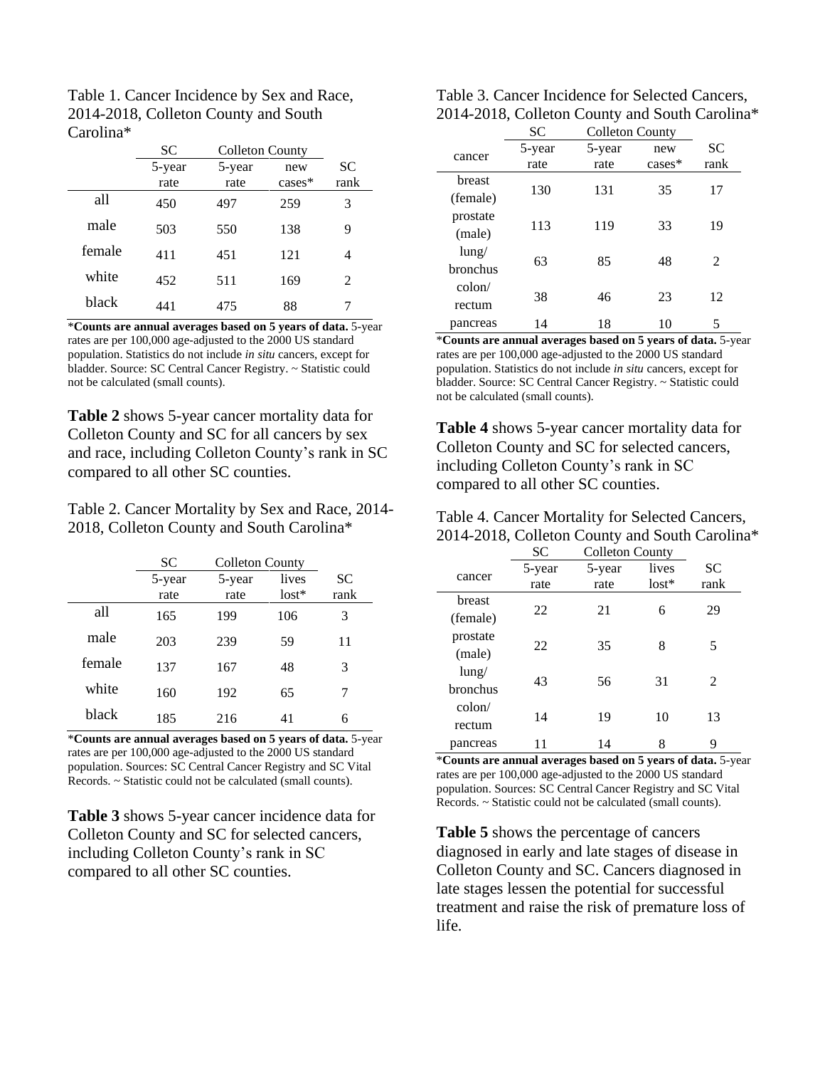Table 1. Cancer Incidence by Sex and Race, 2014-2018, Colleton County and South Carolina*

| | SC | Colleton County | | |
|---|---|---|---|---|
| | 5-year rate | 5-year rate | new cases* | SC rank |
| all | 450 | 497 | 259 | 3 |
| male | 503 | 550 | 138 | 9 |
| female | 411 | 451 | 121 | 4 |
| white | 452 | 511 | 169 | 2 |
| black | 441 | 475 | 88 | 7 |

***Counts are annual averages based on 5 years of data.** 5-year rates are per 100,000 age-adjusted to the 2000 US standard population. Statistics do not include *in situ* cancers, except for bladder. Source: SC Central Cancer Registry. ~ Statistic could not be calculated (small counts).

**Table 2** shows 5-year cancer mortality data for Colleton County and SC for all cancers by sex and race, including Colleton County's rank in SC compared to all other SC counties.

Table 2. Cancer Mortality by Sex and Race, 2014-2018, Colleton County and South Carolina*

| | SC | Colleton County | | |
|---|---|---|---|---|
| | 5-year rate | 5-year rate | lives lost* | SC rank |
| all | 165 | 199 | 106 | 3 |
| male | 203 | 239 | 59 | 11 |
| female | 137 | 167 | 48 | 3 |
| white | 160 | 192 | 65 | 7 |
| black | 185 | 216 | 41 | 6 |

***Counts are annual averages based on 5 years of data.** 5-year rates are per 100,000 age-adjusted to the 2000 US standard population. Sources: SC Central Cancer Registry and SC Vital Records. ~ Statistic could not be calculated (small counts).

**Table 3** shows 5-year cancer incidence data for Colleton County and SC for selected cancers, including Colleton County's rank in SC compared to all other SC counties.

Table 3. Cancer Incidence for Selected Cancers, 2014-2018, Colleton County and South Carolina*

| | SC | Colleton County | | |
|---|---|---|---|---|
| cancer | 5-year rate | 5-year rate | new cases* | SC rank |
| breast (female) | 130 | 131 | 35 | 17 |
| prostate (male) | 113 | 119 | 33 | 19 |
| lung/ bronchus | 63 | 85 | 48 | 2 |
| colon/ rectum | 38 | 46 | 23 | 12 |
| pancreas | 14 | 18 | 10 | 5 |

***Counts are annual averages based on 5 years of data.** 5-year rates are per 100,000 age-adjusted to the 2000 US standard population. Statistics do not include *in situ* cancers, except for bladder. Source: SC Central Cancer Registry. ~ Statistic could not be calculated (small counts).

**Table 4** shows 5-year cancer mortality data for Colleton County and SC for selected cancers, including Colleton County's rank in SC compared to all other SC counties.

Table 4. Cancer Mortality for Selected Cancers, 2014-2018, Colleton County and South Carolina*

| | SC | Colleton County | | |
|---|---|---|---|---|
| cancer | 5-year rate | 5-year rate | lives lost* | SC rank |
| breast (female) | 22 | 21 | 6 | 29 |
| prostate (male) | 22 | 35 | 8 | 5 |
| lung/ bronchus | 43 | 56 | 31 | 2 |
| colon/ rectum | 14 | 19 | 10 | 13 |
| pancreas | 11 | 14 | 8 | 9 |

***Counts are annual averages based on 5 years of data.** 5-year rates are per 100,000 age-adjusted to the 2000 US standard population. Sources: SC Central Cancer Registry and SC Vital Records. ~ Statistic could not be calculated (small counts).

**Table 5** shows the percentage of cancers diagnosed in early and late stages of disease in Colleton County and SC. Cancers diagnosed in late stages lessen the potential for successful treatment and raise the risk of premature loss of life.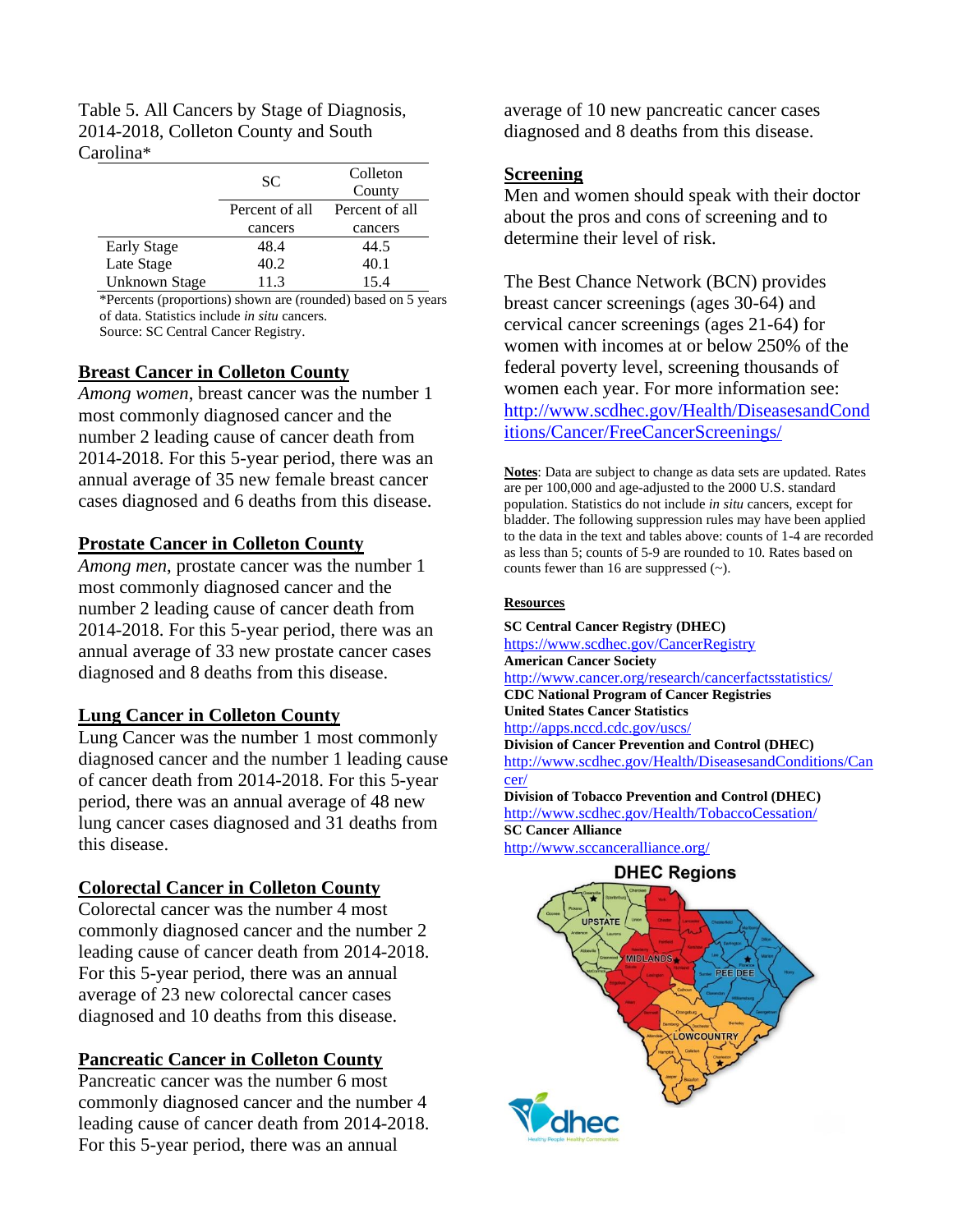Table 5. All Cancers by Stage of Diagnosis, 2014-2018, Colleton County and South Carolina*

| | SC | Colleton County |
|---|---|---|
| | Percent of all cancers | Percent of all cancers |
| Early Stage | 48.4 | 44.5 |
| Late Stage | 40.2 | 40.1 |
| Unknown Stage | 11.3 | 15.4 |

*Percents (proportions) shown are (rounded) based on 5 years of data. Statistics include *in situ* cancers.
Source: SC Central Cancer Registry.

## Breast Cancer in Colleton County

*Among women*, breast cancer was the number 1 most commonly diagnosed cancer and the number 2 leading cause of cancer death from 2014-2018. For this 5-year period, there was an annual average of 35 new female breast cancer cases diagnosed and 6 deaths from this disease.

## Prostate Cancer in Colleton County

*Among men*, prostate cancer was the number 1 most commonly diagnosed cancer and the number 2 leading cause of cancer death from 2014-2018. For this 5-year period, there was an annual average of 33 new prostate cancer cases diagnosed and 8 deaths from this disease.

## Lung Cancer in Colleton County

Lung Cancer was the number 1 most commonly diagnosed cancer and the number 1 leading cause of cancer death from 2014-2018. For this 5-year period, there was an annual average of 48 new lung cancer cases diagnosed and 31 deaths from this disease.

## Colorectal Cancer in Colleton County

Colorectal cancer was the number 4 most commonly diagnosed cancer and the number 2 leading cause of cancer death from 2014-2018. For this 5-year period, there was an annual average of 23 new colorectal cancer cases diagnosed and 10 deaths from this disease.

## Pancreatic Cancer in Colleton County

Pancreatic cancer was the number 6 most commonly diagnosed cancer and the number 4 leading cause of cancer death from 2014-2018. For this 5-year period, there was an annual average of 10 new pancreatic cancer cases diagnosed and 8 deaths from this disease.

## Screening

Men and women should speak with their doctor about the pros and cons of screening and to determine their level of risk.

The Best Chance Network (BCN) provides breast cancer screenings (ages 30-64) and cervical cancer screenings (ages 21-64) for women with incomes at or below 250% of the federal poverty level, screening thousands of women each year. For more information see: http://www.scdhec.gov/Health/DiseasesandConditions/Cancer/FreeCancerScreenings/

**Notes**: Data are subject to change as data sets are updated. Rates are per 100,000 and age-adjusted to the 2000 U.S. standard population. Statistics do not include *in situ* cancers, except for bladder. The following suppression rules may have been applied to the data in the text and tables above: counts of 1-4 are recorded as less than 5; counts of 5-9 are rounded to 10. Rates based on counts fewer than 16 are suppressed (~).

### Resources

**SC Central Cancer Registry (DHEC)**
https://www.scdhec.gov/CancerRegistry
**American Cancer Society**
http://www.cancer.org/research/cancerfactsstatistics/
**CDC National Program of Cancer Registries**
**United States Cancer Statistics**
http://apps.nccd.cdc.gov/uscs/
**Division of Cancer Prevention and Control (DHEC)**
http://www.scdhec.gov/Health/DiseasesandConditions/Cancer/
**Division of Tobacco Prevention and Control (DHEC)**
http://www.scdhec.gov/Health/TobaccoCessation/
**SC Cancer Alliance**
http://www.sccanceralliance.org/

DHEC Regions

UPSTATE
MIDLANDS
PEE DEE
LOWCOUNTRY

dhec
Healthy People Healthy Communities